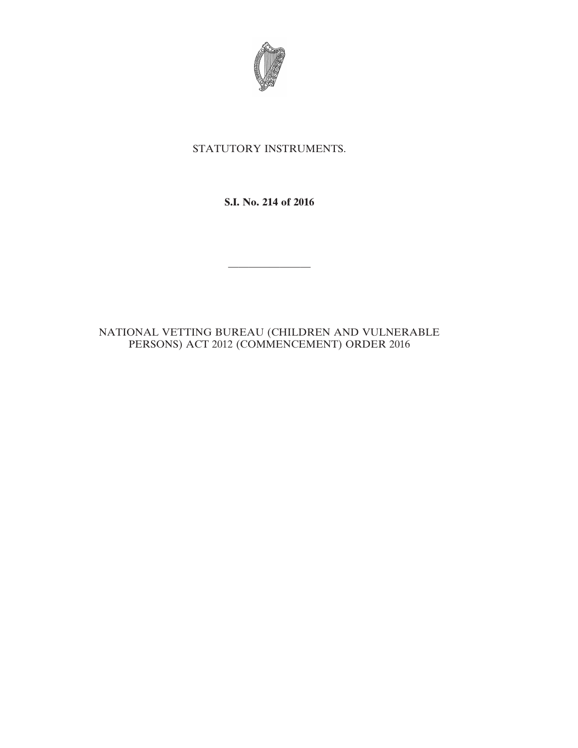STATUTORY INSTRUMENTS.

**S.I. No. 214 of 2016**

---

NATIONAL VETTING BUREAU (CHILDREN AND VULNERABLE PERSONS) ACT 2012 (COMMENCEMENT) ORDER 2016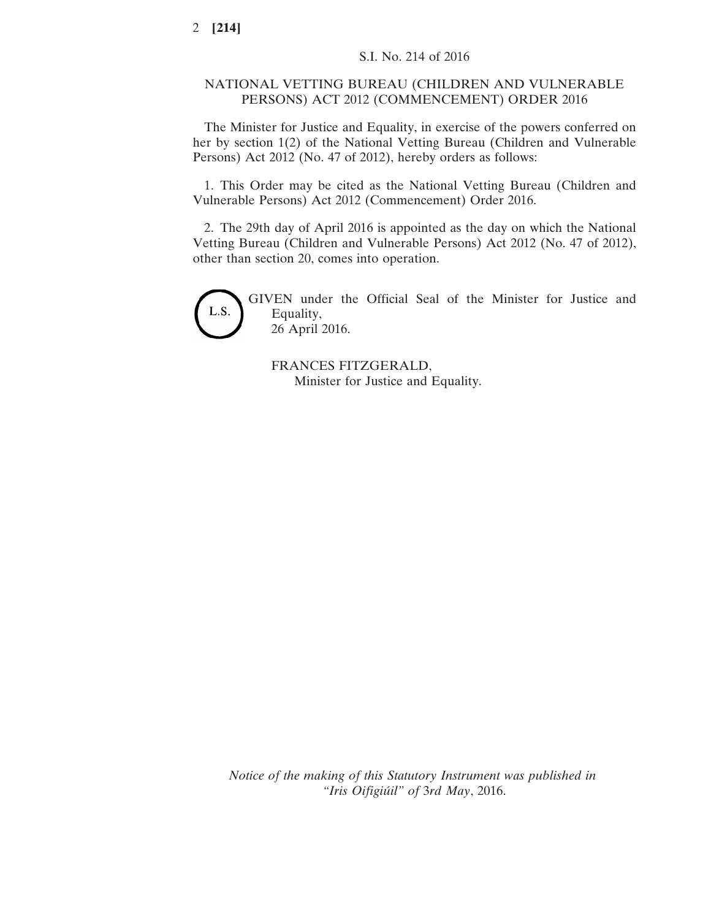S.I. No. 214 of 2016

# NATIONAL VETTING BUREAU (CHILDREN AND VULNERABLE PERSONS) ACT 2012 (COMMENCEMENT) ORDER 2016

The Minister for Justice and Equality, in exercise of the powers conferred on her by section 1(2) of the National Vetting Bureau (Children and Vulnerable Persons) Act 2012 (No. 47 of 2012), hereby orders as follows:

1. This Order may be cited as the National Vetting Bureau (Children and Vulnerable Persons) Act 2012 (Commencement) Order 2016.

2. The 29th day of April 2016 is appointed as the day on which the National Vetting Bureau (Children and Vulnerable Persons) Act 2012 (No. 47 of 2012), other than section 20, comes into operation.

L.S.

GIVEN under the Official Seal of the Minister for Justice and Equality,
26 April 2016.

FRANCES FITZGERALD,
Minister for Justice and Equality.

*Notice of the making of this Statutory Instrument was published in "Iris Oifigiúil" of* 3*rd May*, 2016.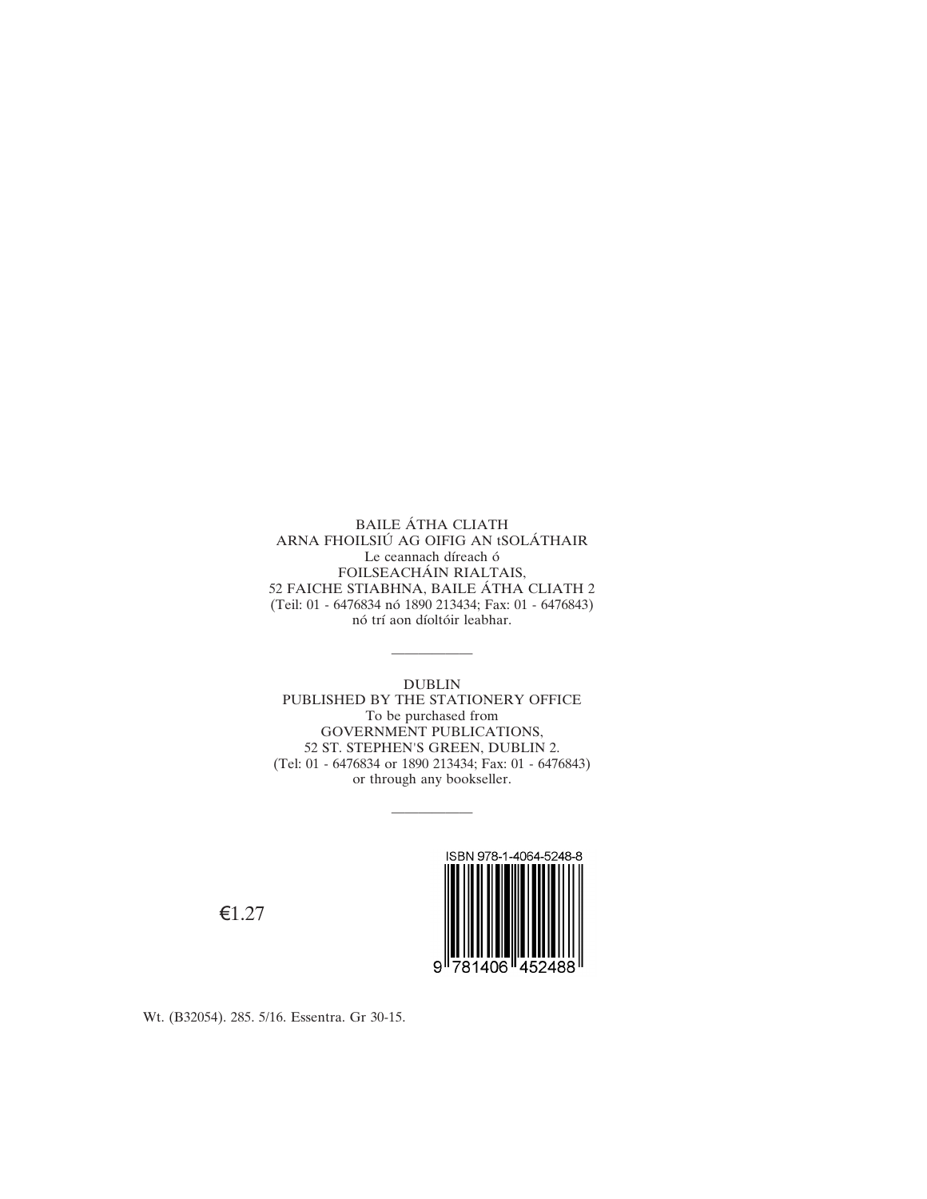BAILE ÁTHA CLIATH
ARNA FHOILSIÚ AG OIFIG AN tSOLÁTHAIR
Le ceannach díreach ó
FOILSEACHÁIN RIALTAIS,
52 FAICHE STIABHNA, BAILE ÁTHA CLIATH 2
(Teil: 01 - 6476834 nó 1890 213434; Fax: 01 - 6476843)
nó trí aon díoltóir leabhar.

---

DUBLIN
PUBLISHED BY THE STATIONERY OFFICE
To be purchased from
GOVERNMENT PUBLICATIONS,
52 ST. STEPHEN'S GREEN, DUBLIN 2.
(Tel: 01 - 6476834 or 1890 213434; Fax: 01 - 6476843)
or through any bookseller.

---

€1.27

ISBN 978-1-4064-5248-8

9 781406 452488

Wt. (B32054). 285. 5/16. Essentra. Gr 30-15.